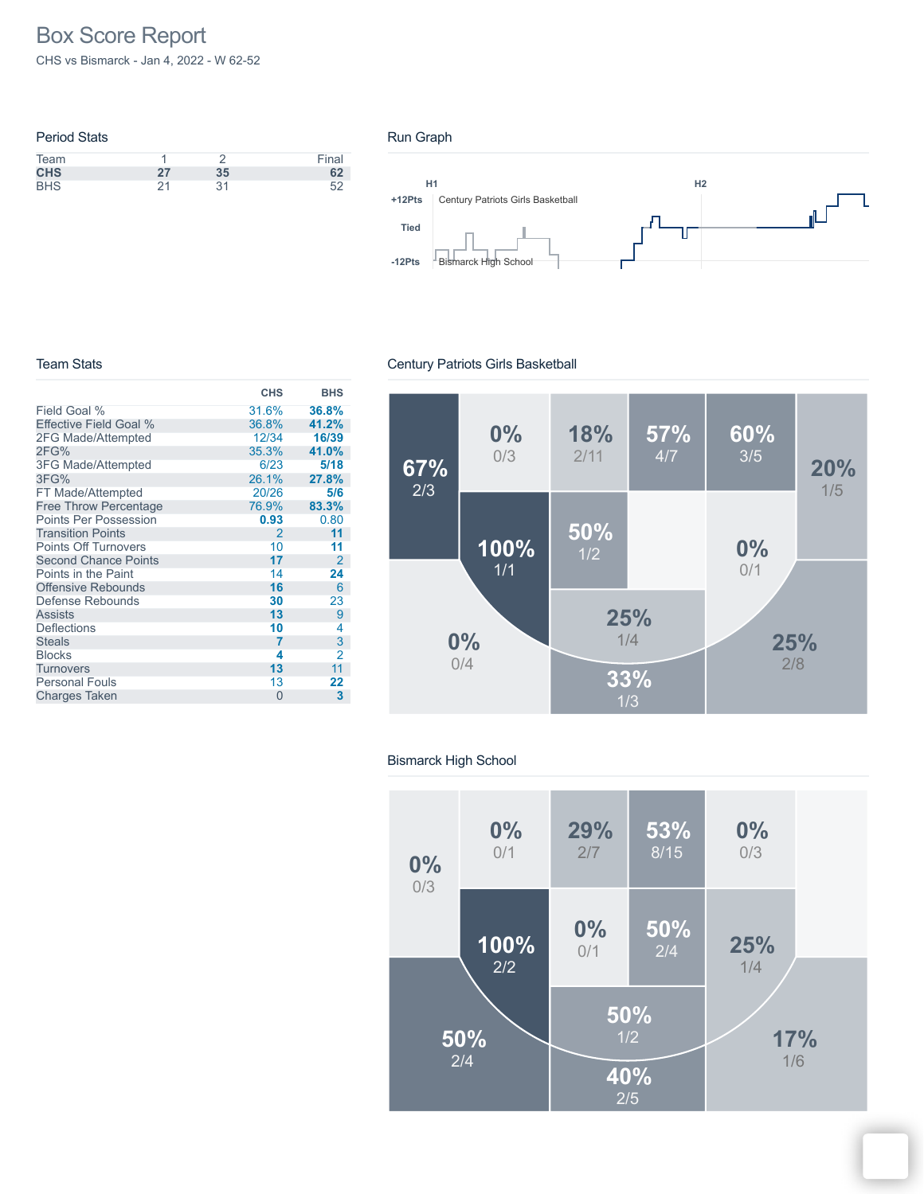# Box Score Report

CHS vs Bismarck - Jan 4, 2022 - W 62-52

## Period Stats

| Team | 1 | 2 | Final |
|---|---|---|---|
| **CHS** | **27** | **35** | **62** |
| BHS | 21 | 31 | 52 |

## Run Graph

H1 H2

+12Pts Century Patriots Girls Basketball

Tied

-12Pts Bismarck High School

## Team Stats

| | CHS | BHS |
|---|---|---|
| Field Goal % | 31.6% | **36.8%** |
| Effective Field Goal % | 36.8% | **41.2%** |
| 2FG Made/Attempted | 12/34 | **16/39** |
| 2FG% | 35.3% | **41.0%** |
| 3FG Made/Attempted | 6/23 | **5/18** |
| 3FG% | 26.1% | **27.8%** |
| FT Made/Attempted | 20/26 | **5/6** |
| Free Throw Percentage | 76.9% | **83.3%** |
| Points Per Possession | **0.93** | 0.80 |
| Transition Points | 2 | **11** |
| Points Off Turnovers | 10 | **11** |
| Second Chance Points | **17** | 2 |
| Points in the Paint | 14 | **24** |
| Offensive Rebounds | **16** | 6 |
| Defense Rebounds | **30** | 23 |
| Assists | **13** | 9 |
| Deflections | **10** | 4 |
| Steals | **7** | 3 |
| Blocks | **4** | 2 |
| Turnovers | **13** | 11 |
| Personal Fouls | 13 | **22** |
| Charges Taken | 0 | **3** |

## Century Patriots Girls Basketball

67% 2/3

0% 0/3

18% 2/11

57% 4/7

60% 3/5

20% 1/5

100% 1/1

50% 1/2

0% 0/1

25% 1/4

0% 0/4

25% 2/8

33% 1/3

## Bismarck High School

0% 0/3

0% 0/1

29% 2/7

53% 8/15

0% 0/3

100% 2/2

0% 0/1

50% 2/4

25% 1/4

50% 1/2

50% 2/4

17% 1/6

40% 2/5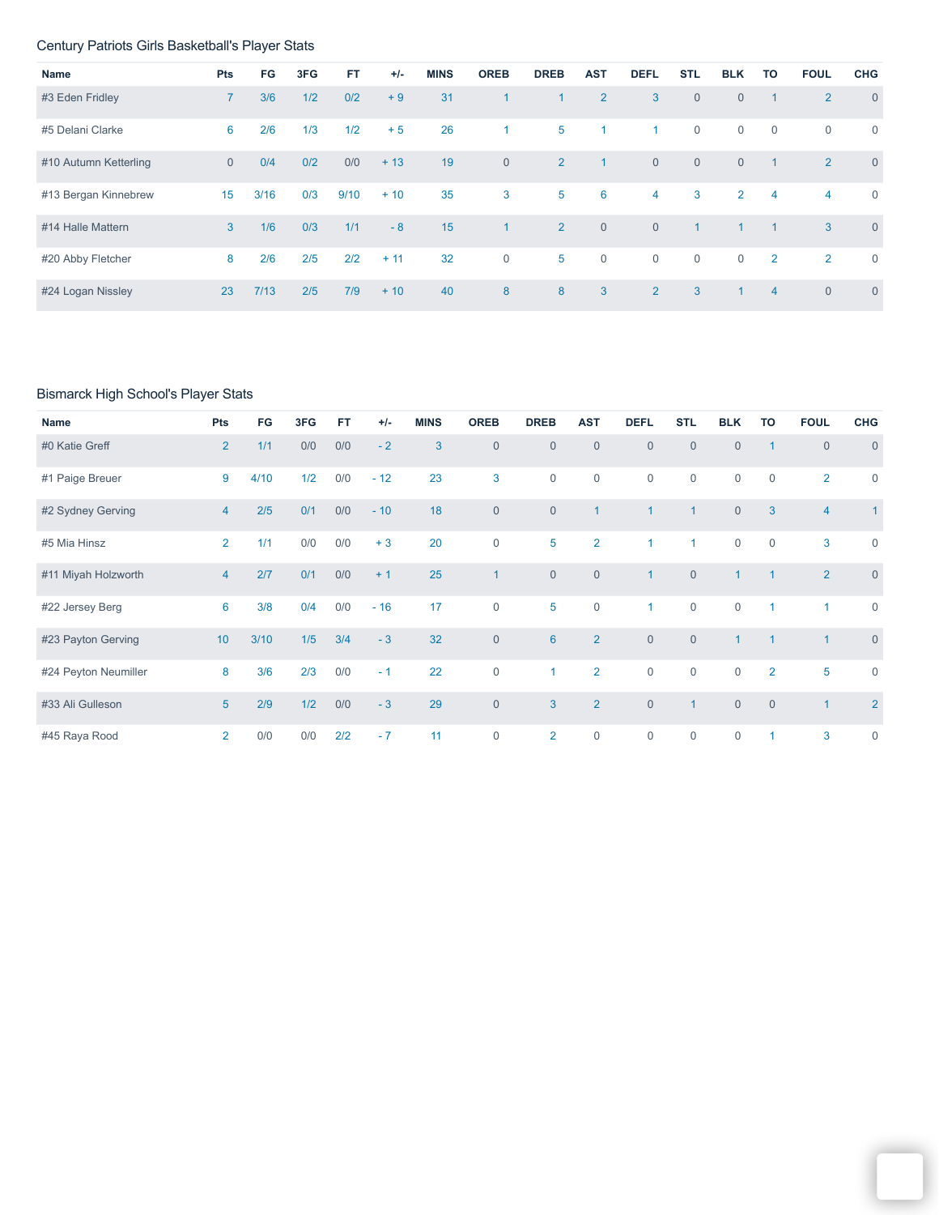Century Patriots Girls Basketball's Player Stats

| Name | Pts | FG | 3FG | FT | +/- | MINS | OREB | DREB | AST | DEFL | STL | BLK | TO | FOUL | CHG |
|---|---|---|---|---|---|---|---|---|---|---|---|---|---|---|---|
| #3 Eden Fridley | 7 | 3/6 | 1/2 | 0/2 | + 9 | 31 | 1 | 1 | 2 | 3 | 0 | 0 | 1 | 2 | 0 |
| #5 Delani Clarke | 6 | 2/6 | 1/3 | 1/2 | + 5 | 26 | 1 | 5 | 1 | 1 | 0 | 0 | 0 | 0 | 0 |
| #10 Autumn Ketterling | 0 | 0/4 | 0/2 | 0/0 | + 13 | 19 | 0 | 2 | 1 | 0 | 0 | 0 | 1 | 2 | 0 |
| #13 Bergan Kinnebrew | 15 | 3/16 | 0/3 | 9/10 | + 10 | 35 | 3 | 5 | 6 | 4 | 3 | 2 | 4 | 4 | 0 |
| #14 Halle Mattern | 3 | 1/6 | 0/3 | 1/1 | - 8 | 15 | 1 | 2 | 0 | 0 | 1 | 1 | 1 | 3 | 0 |
| #20 Abby Fletcher | 8 | 2/6 | 2/5 | 2/2 | + 11 | 32 | 0 | 5 | 0 | 0 | 0 | 0 | 2 | 2 | 0 |
| #24 Logan Nissley | 23 | 7/13 | 2/5 | 7/9 | + 10 | 40 | 8 | 8 | 3 | 2 | 3 | 1 | 4 | 0 | 0 |

Bismarck High School's Player Stats

| Name | Pts | FG | 3FG | FT | +/- | MINS | OREB | DREB | AST | DEFL | STL | BLK | TO | FOUL | CHG |
|---|---|---|---|---|---|---|---|---|---|---|---|---|---|---|---|
| #0 Katie Greff | 2 | 1/1 | 0/0 | 0/0 | - 2 | 3 | 0 | 0 | 0 | 0 | 0 | 0 | 1 | 0 | 0 |
| #1 Paige Breuer | 9 | 4/10 | 1/2 | 0/0 | - 12 | 23 | 3 | 0 | 0 | 0 | 0 | 0 | 0 | 2 | 0 |
| #2 Sydney Gerving | 4 | 2/5 | 0/1 | 0/0 | - 10 | 18 | 0 | 0 | 1 | 1 | 1 | 0 | 3 | 4 | 1 |
| #5 Mia Hinsz | 2 | 1/1 | 0/0 | 0/0 | + 3 | 20 | 0 | 5 | 2 | 1 | 1 | 0 | 0 | 3 | 0 |
| #11 Miyah Holzworth | 4 | 2/7 | 0/1 | 0/0 | + 1 | 25 | 1 | 0 | 0 | 1 | 0 | 1 | 1 | 2 | 0 |
| #22 Jersey Berg | 6 | 3/8 | 0/4 | 0/0 | - 16 | 17 | 0 | 5 | 0 | 1 | 0 | 0 | 1 | 1 | 0 |
| #23 Payton Gerving | 10 | 3/10 | 1/5 | 3/4 | - 3 | 32 | 0 | 6 | 2 | 0 | 0 | 1 | 1 | 1 | 0 |
| #24 Peyton Neumiller | 8 | 3/6 | 2/3 | 0/0 | - 1 | 22 | 0 | 1 | 2 | 0 | 0 | 0 | 2 | 5 | 0 |
| #33 Ali Gulleson | 5 | 2/9 | 1/2 | 0/0 | - 3 | 29 | 0 | 3 | 2 | 0 | 1 | 0 | 0 | 1 | 2 |
| #45 Raya Rood | 2 | 0/0 | 0/0 | 2/2 | - 7 | 11 | 0 | 2 | 0 | 0 | 0 | 0 | 1 | 3 | 0 |